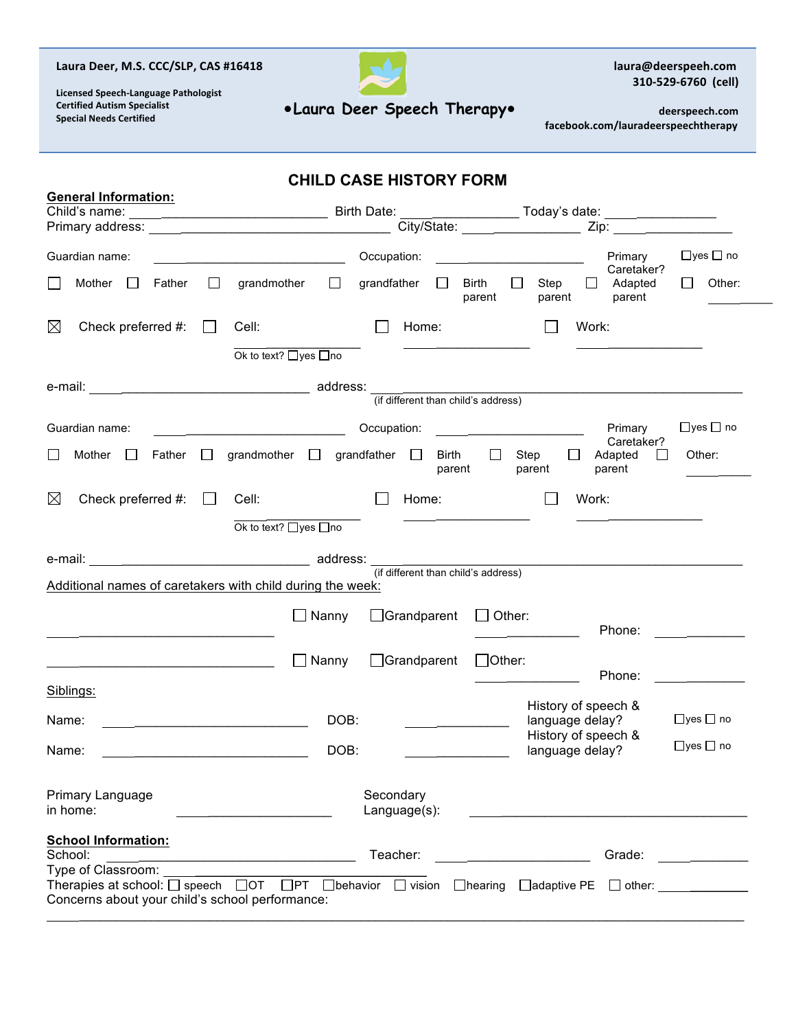**Laura Deer, M.S. CCC/SLP, CAS #16418**

**Licensed Speech-Language Pathologist**
**Certified Autism Specialist**
**Special Needs Certified**

**•Laura Deer Speech Therapy•**

**laura@deerspeech.com**
**310-529-6760 (cell)**

**deerspeech.com**
**facebook.com/lauradeerspeechtherapy**

# CHILD CASE HISTORY FORM

**General Information:**

Child's name: ______________________________ Birth Date: ________________ Today's date: ______________
Primary address: ________________________________ City/State: ______________ Zip: ______________

Guardian name: ________________________ Occupation: ____________________ Primary Caretaker? ☐yes ☐ no

☐ Mother ☐ Father ☐ grandmother ☐ grandfather ☐ Birth parent ☐ Step parent ☐ Adapted parent ☐ Other: ________

☒ Check preferred #: ☐ Cell: ________________ ☐ Home: ________________ ☐ Work: ________________

Ok to text? ☐yes ☐no

e-mail: ____________________________ address: ____________________________________________
(if different than child's address)

Guardian name: ________________________ Occupation: ____________________ Primary Caretaker? ☐yes ☐ no

☐ Mother ☐ Father ☐ grandmother ☐ grandfather ☐ Birth parent ☐ Step parent ☐ Adapted parent ☐ Other: ________

☒ Check preferred #: ☐ Cell: ________________ ☐ Home: ________________ ☐ Work: ________________

Ok to text? ☐yes ☐no

e-mail: ____________________________ address: ____________________________________________
(if different than child's address)

Additional names of caretakers with child during the week:

______________________________ ☐ Nanny ☐Grandparent ☐ Other: ______________ Phone: ___________

______________________________ ☐ Nanny ☐Grandparent ☐Other: ______________ Phone: ___________

Siblings:

Name: __________________________ DOB: ______________ History of speech & language delay? ☐yes ☐ no

Name: __________________________ DOB: ______________ History of speech & language delay? ☐yes ☐ no

Primary Language in home: ____________________ Secondary Language(s): ____________________________________

**School Information:**

School: ________________________________ Teacher: ____________________ Grade: ___________
Type of Classroom: ____________________________________
Therapies at school: ☐ speech ☐OT ☐PT ☐behavior ☐ vision ☐hearing ☐adaptive PE ☐ other: __________
Concerns about your child's school performance:
________________________________________________________________________________________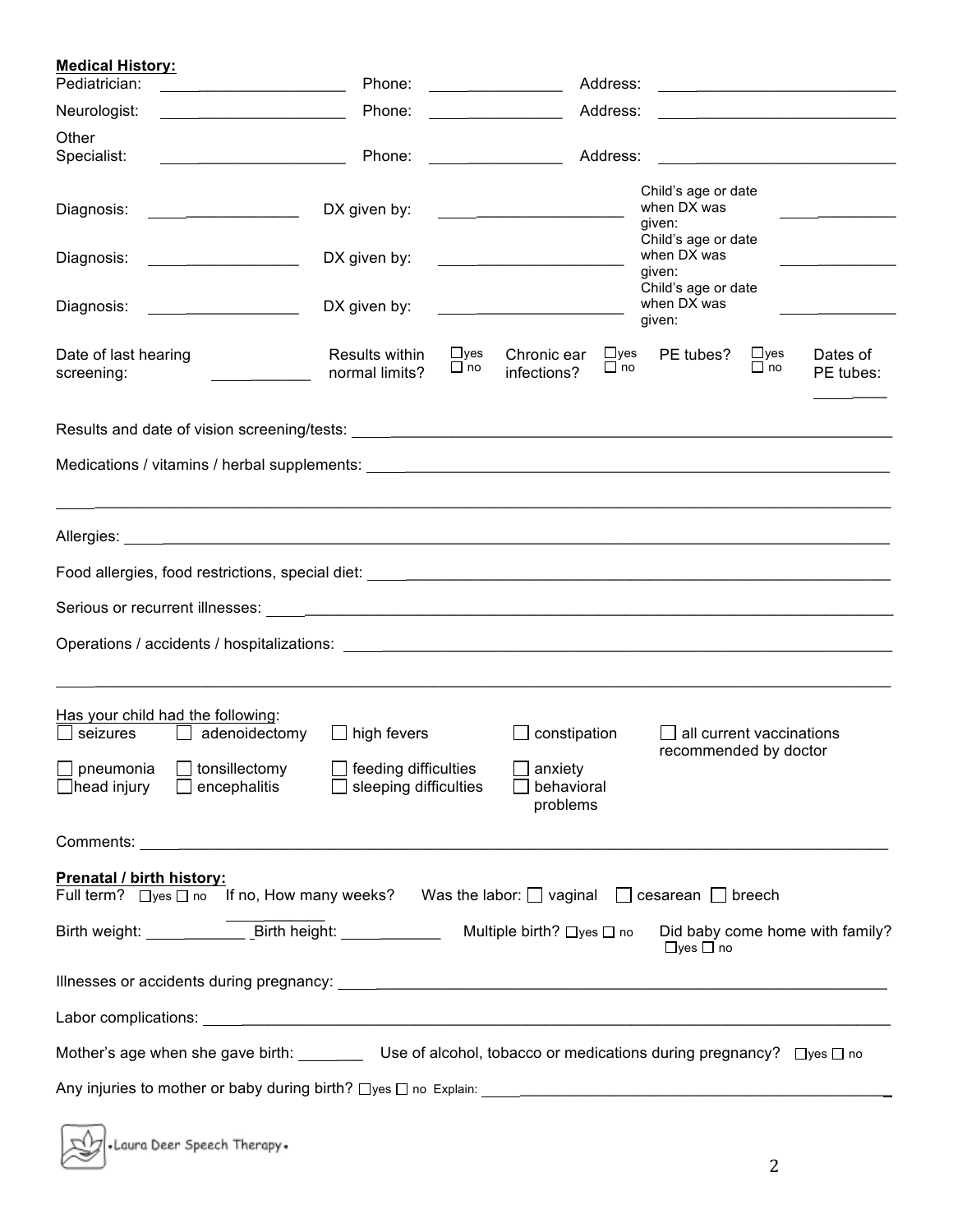**Medical History:**

Pediatrician: ____________________ Phone: ______________ Address: ________________________

Neurologist: ____________________ Phone: ______________ Address: ________________________

Other Specialist: ____________________ Phone: ______________ Address: ________________________

Diagnosis: ________________ DX given by: ____________________ Child's age or date when DX was given: __________

Diagnosis: ________________ DX given by: ____________________ Child's age or date when DX was given: __________

Diagnosis: ________________ DX given by: ____________________ Child's age or date when DX was given: __________

Date of last hearing screening: __________ Results within normal limits? ☐ yes ☐ no Chronic ear infections? ☐ yes ☐ no PE tubes? ☐ yes ☐ no Dates of PE tubes: ________

Results and date of vision screening/tests: ________________________________________________

Medications / vitamins / herbal supplements: ________________________________________________

________________________________________________________________________________

Allergies: ________________________________________________________________________

Food allergies, food restrictions, special diet: ______________________________________________

Serious or recurrent illnesses: ________________________________________________________

Operations / accidents / hospitalizations: __________________________________________________

________________________________________________________________________________

Has your child had the following:

- ☐ seizures
- ☐ adenoidectomy
- ☐ high fevers
- ☐ constipation
- ☐ all current vaccinations recommended by doctor
- ☐ pneumonia
- ☐ tonsillectomy
- ☐ feeding difficulties
- ☐ anxiety
- ☐ head injury
- ☐ encephalitis
- ☐ sleeping difficulties
- ☐ behavioral problems

Comments: _______________________________________________________________________

**Prenatal / birth history:**

Full term? ☐ yes ☐ no If no, How many weeks? __________ Was the labor: ☐ vaginal ☐ cesarean ☐ breech

Birth weight: __________ Birth height: __________ Multiple birth? ☐ yes ☐ no Did baby come home with family? ☐ yes ☐ no

Illnesses or accidents during pregnancy: ______________________________________________

Labor complications: ______________________________________________________________

Mother's age when she gave birth: ______ Use of alcohol, tobacco or medications during pregnancy? ☐ yes ☐ no

Any injuries to mother or baby during birth? ☐ yes ☐ no Explain: ________________________________

•Laura Deer Speech Therapy•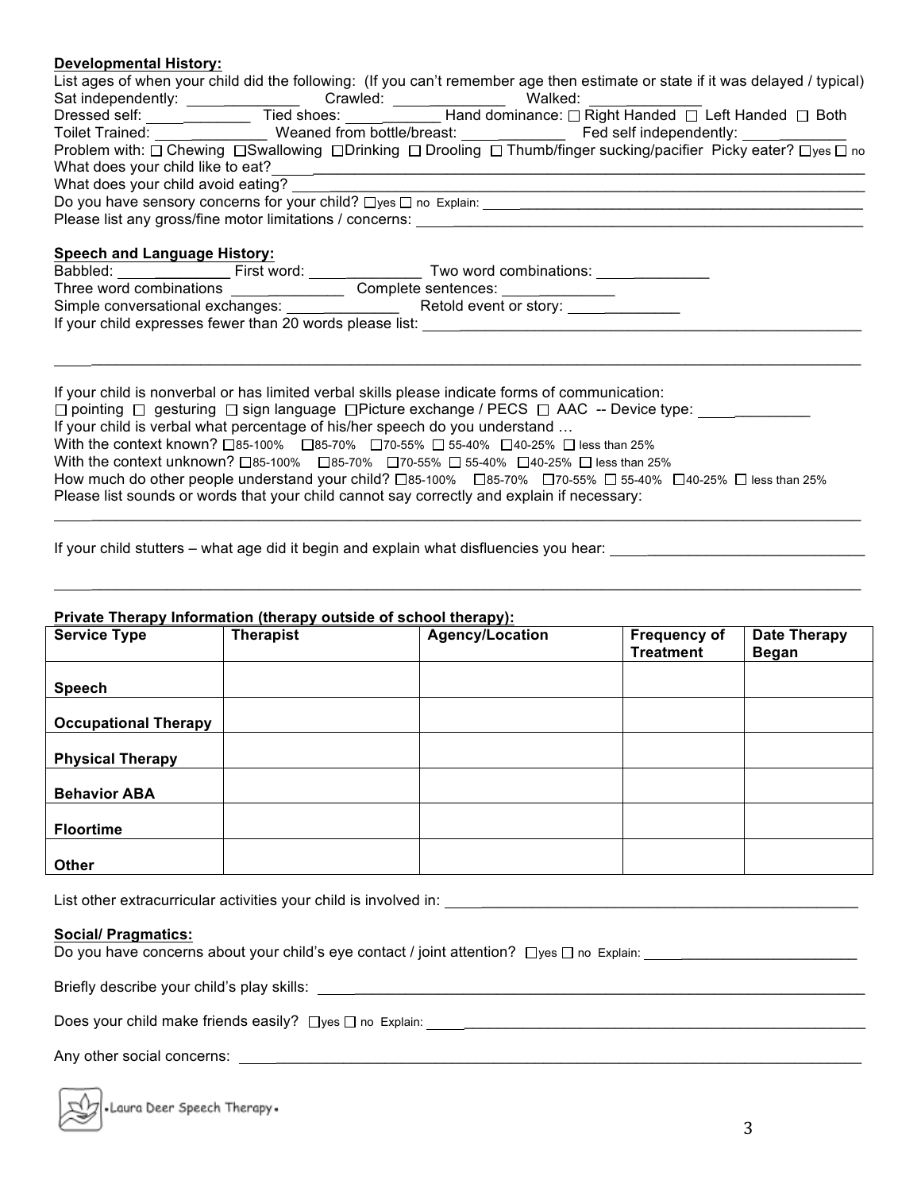**Developmental History:**

List ages of when your child did the following: (If you can't remember age then estimate or state if it was delayed / typical)

Sat independently: ______________ Crawled: ______________ Walked: ______________

Dressed self: ______________ Tied shoes: ______________ Hand dominance: ☐ Right Handed ☐ Left Handed ☐ Both

Toilet Trained: ______________ Weaned from bottle/breast: ______________ Fed self independently: ______________

Problem with: ☐ Chewing ☐ Swallowing ☐ Drinking ☐ Drooling ☐ Thumb/finger sucking/pacifier Picky eater? ☐ yes ☐ no

What does your child like to eat? ______________________________________________

What does your child avoid eating? ______________________________________________

Do you have sensory concerns for your child? ☐ yes ☐ no Explain: ______________________________________________

Please list any gross/fine motor limitations / concerns: ______________________________________________

**Speech and Language History:**

Babbled: ______________ First word: ______________ Two word combinations: ______________

Three word combinations ______________ Complete sentences: ______________

Simple conversational exchanges: ______________ Retold event or story: ______________

If your child expresses fewer than 20 words please list: ______________________________________________

______________________________________________________________________________

If your child is nonverbal or has limited verbal skills please indicate forms of communication:

☐ pointing ☐ gesturing ☐ sign language ☐ Picture exchange / PECS ☐ AAC -- Device type: ______________

If your child is verbal what percentage of his/her speech do you understand …

With the context known? ☐ 85-100% ☐ 85-70% ☐ 70-55% ☐ 55-40% ☐ 40-25% ☐ less than 25%

With the context unknown? ☐ 85-100% ☐ 85-70% ☐ 70-55% ☐ 55-40% ☐ 40-25% ☐ less than 25%

How much do other people understand your child? ☐ 85-100% ☐ 85-70% ☐ 70-55% ☐ 55-40% ☐ 40-25% ☐ less than 25%

Please list sounds or words that your child cannot say correctly and explain if necessary:

______________________________________________________________________________

If your child stutters – what age did it begin and explain what disfluencies you hear: ______________________________

______________________________________________________________________________

**Private Therapy Information (therapy outside of school therapy):**

| Service Type | Therapist | Agency/Location | Frequency of Treatment | Date Therapy Began |
|---|---|---|---|---|
| Speech | | | | |
| Occupational Therapy | | | | |
| Physical Therapy | | | | |
| Behavior ABA | | | | |
| Floortime | | | | |
| Other | | | | |

List other extracurricular activities your child is involved in: ______________________________________________

**Social/ Pragmatics:**

Do you have concerns about your child's eye contact / joint attention? ☐ yes ☐ no Explain: ______________________________

Briefly describe your child's play skills: ______________________________________________

Does your child make friends easily? ☐ yes ☐ no Explain: ______________________________________________

Any other social concerns: ______________________________________________

•Laura Deer Speech Therapy•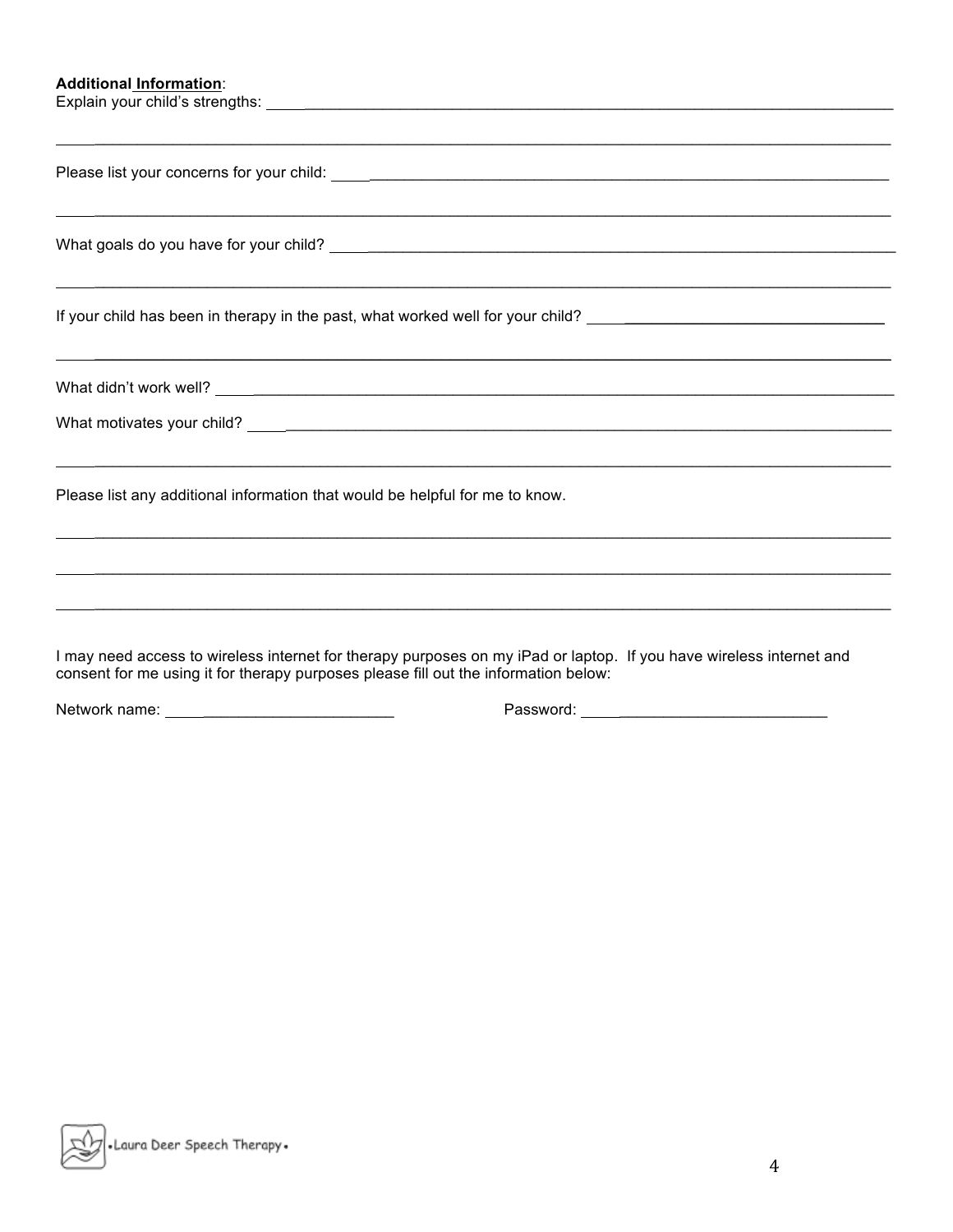**Additional Information**:

Explain your child's strengths: ______________________________________________________________________

______________________________________________________________________________________________

Please list your concerns for your child: _____________________________________________________________

______________________________________________________________________________________________

What goals do you have for your child? ______________________________________________________________

______________________________________________________________________________________________

If your child has been in therapy in the past, what worked well for your child? ______________________________

______________________________________________________________________________________________

What didn't work well? ________________________________________________________________________

What motivates your child? _____________________________________________________________________

______________________________________________________________________________________________

Please list any additional information that would be helpful for me to know.

______________________________________________________________________________________________

______________________________________________________________________________________________

______________________________________________________________________________________________

I may need access to wireless internet for therapy purposes on my iPad or laptop. If you have wireless internet and consent for me using it for therapy purposes please fill out the information below:

Network name: ____________________________ Password: ______________________________

•Laura Deer Speech Therapy•